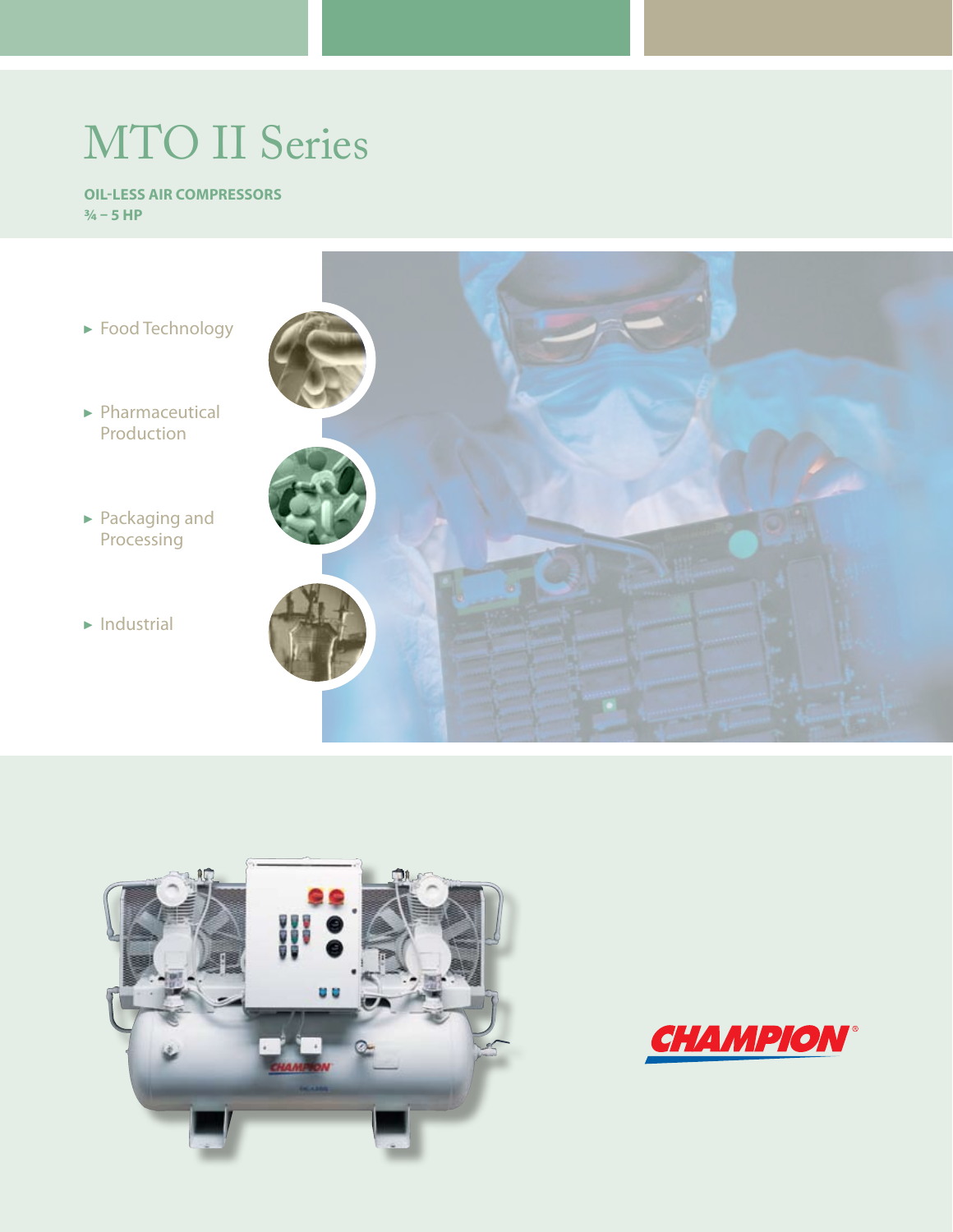# MTO II Series

**OIL-LESS AIR COMPRESSORS**
**¾ – 5 HP**

- Food Technology
- Pharmaceutical Production
- Packaging and Processing
- Industrial

CHAMPION®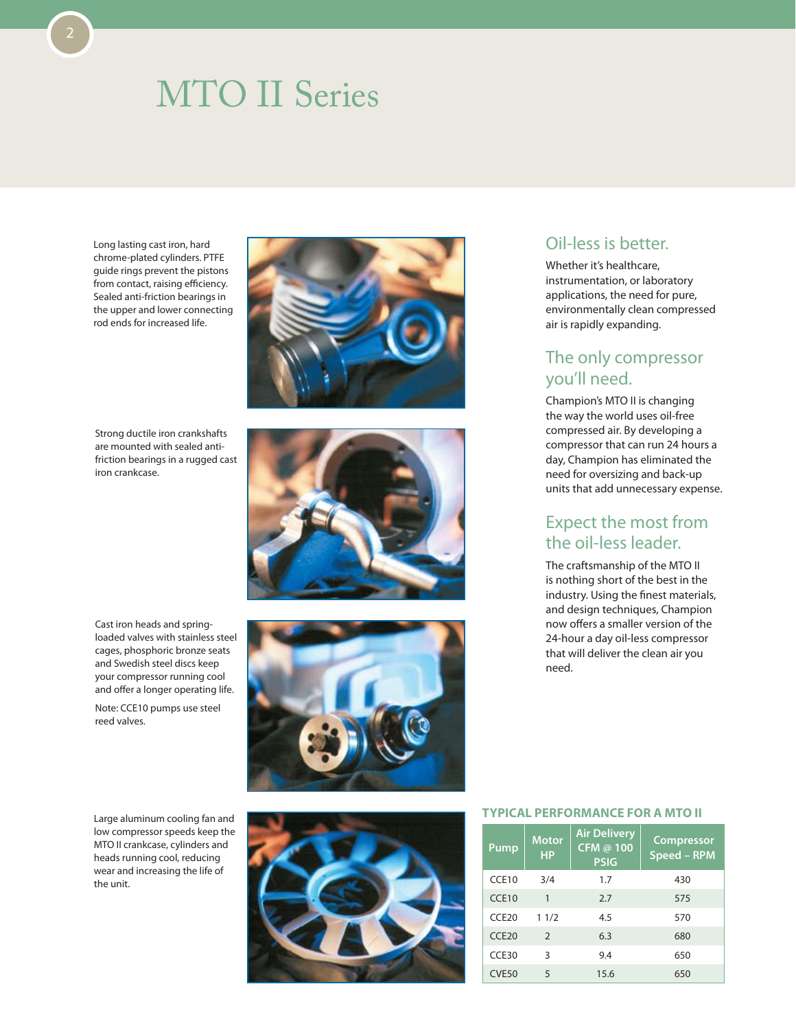# MTO II Series

Long lasting cast iron, hard chrome-plated cylinders. PTFE guide rings prevent the pistons from contact, raising efficiency. Sealed anti-friction bearings in the upper and lower connecting rod ends for increased life.

Strong ductile iron crankshafts are mounted with sealed anti-friction bearings in a rugged cast iron crankcase.

Cast iron heads and spring-loaded valves with stainless steel cages, phosphoric bronze seats and Swedish steel discs keep your compressor running cool and offer a longer operating life.

Note: CCE10 pumps use steel reed valves.

Large aluminum cooling fan and low compressor speeds keep the MTO II crankcase, cylinders and heads running cool, reducing wear and increasing the life of the unit.

## Oil-less is better.

Whether it's healthcare, instrumentation, or laboratory applications, the need for pure, environmentally clean compressed air is rapidly expanding.

## The only compressor you'll need.

Champion's MTO II is changing the way the world uses oil-free compressed air. By developing a compressor that can run 24 hours a day, Champion has eliminated the need for oversizing and back-up units that add unnecessary expense.

## Expect the most from the oil-less leader.

The craftsmanship of the MTO II is nothing short of the best in the industry. Using the finest materials, and design techniques, Champion now offers a smaller version of the 24-hour a day oil-less compressor that will deliver the clean air you need.

### TYPICAL PERFORMANCE FOR A MTO II

| Pump | Motor HP | Air Delivery CFM @ 100 PSIG | Compressor Speed – RPM |
|---|---|---|---|
| CCE10 | 3/4 | 1.7 | 430 |
| CCE10 | 1 | 2.7 | 575 |
| CCE20 | 1 1/2 | 4.5 | 570 |
| CCE20 | 2 | 6.3 | 680 |
| CCE30 | 3 | 9.4 | 650 |
| CVE50 | 5 | 15.6 | 650 |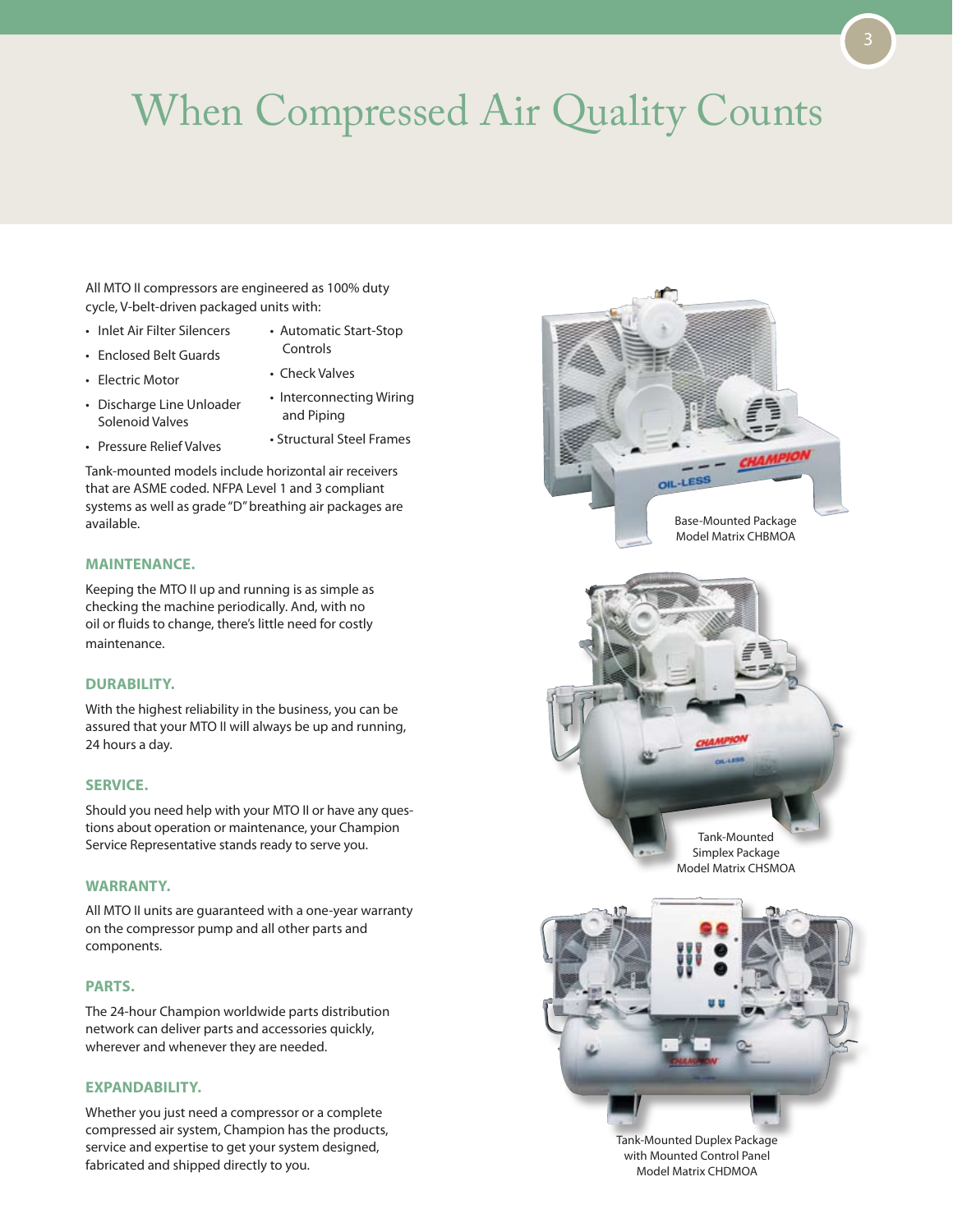# When Compressed Air Quality Counts

All MTO II compressors are engineered as 100% duty cycle, V-belt-driven packaged units with:

- Inlet Air Filter Silencers
- Enclosed Belt Guards
- Electric Motor
- Discharge Line Unloader Solenoid Valves
- Pressure Relief Valves
- Automatic Start-Stop Controls
- Check Valves
- Interconnecting Wiring and Piping
- Structural Steel Frames

Tank-mounted models include horizontal air receivers that are ASME coded. NFPA Level 1 and 3 compliant systems as well as grade "D" breathing air packages are available.

### MAINTENANCE.

Keeping the MTO II up and running is as simple as checking the machine periodically. And, with no oil or fluids to change, there's little need for costly maintenance.

### DURABILITY.

With the highest reliability in the business, you can be assured that your MTO II will always be up and running, 24 hours a day.

### SERVICE.

Should you need help with your MTO II or have any questions about operation or maintenance, your Champion Service Representative stands ready to serve you.

### WARRANTY.

All MTO II units are guaranteed with a one-year warranty on the compressor pump and all other parts and components.

### PARTS.

The 24-hour Champion worldwide parts distribution network can deliver parts and accessories quickly, wherever and whenever they are needed.

### EXPANDABILITY.

Whether you just need a compressor or a complete compressed air system, Champion has the products, service and expertise to get your system designed, fabricated and shipped directly to you.

Base-Mounted Package
Model Matrix CHBMOA

Tank-Mounted
Simplex Package
Model Matrix CHSMOA

Tank-Mounted Duplex Package
with Mounted Control Panel
Model Matrix CHDMOA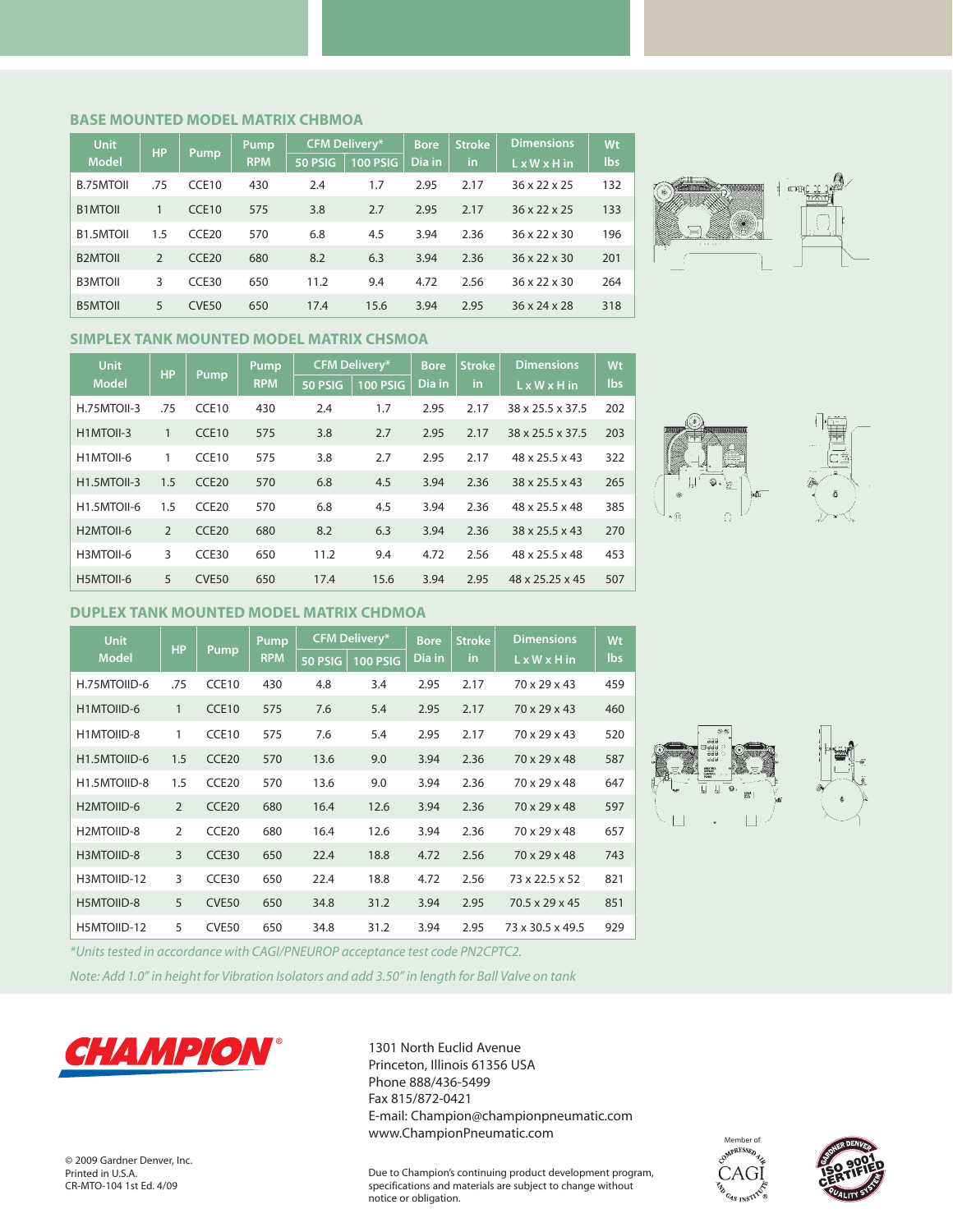## BASE MOUNTED MODEL MATRIX CHBMOA

| Unit Model | HP | Pump | Pump RPM | CFM Delivery* | | Bore Dia in | Stroke in | Dimensions L x W x H in | Wt lbs |
|---|---|---|---|---|---|---|---|---|---|
| | | | | 50 PSIG | 100 PSIG | | | | |
| B.75MTOII | .75 | CCE10 | 430 | 2.4 | 1.7 | 2.95 | 2.17 | 36 x 22 x 25 | 132 |
| B1MTOII | 1 | CCE10 | 575 | 3.8 | 2.7 | 2.95 | 2.17 | 36 x 22 x 25 | 133 |
| B1.5MTOII | 1.5 | CCE20 | 570 | 6.8 | 4.5 | 3.94 | 2.36 | 36 x 22 x 30 | 196 |
| B2MTOII | 2 | CCE20 | 680 | 8.2 | 6.3 | 3.94 | 2.36 | 36 x 22 x 30 | 201 |
| B3MTOII | 3 | CCE30 | 650 | 11.2 | 9.4 | 4.72 | 2.56 | 36 x 22 x 30 | 264 |
| B5MTOII | 5 | CVE50 | 650 | 17.4 | 15.6 | 3.94 | 2.95 | 36 x 24 x 28 | 318 |

## SIMPLEX TANK MOUNTED MODEL MATRIX CHSMOA

| Unit Model | HP | Pump | Pump RPM | CFM Delivery* | | Bore Dia in | Stroke in | Dimensions L x W x H in | Wt lbs |
|---|---|---|---|---|---|---|---|---|---|
| | | | | 50 PSIG | 100 PSIG | | | | |
| H.75MTOII-3 | .75 | CCE10 | 430 | 2.4 | 1.7 | 2.95 | 2.17 | 38 x 25.5 x 37.5 | 202 |
| H1MTOII-3 | 1 | CCE10 | 575 | 3.8 | 2.7 | 2.95 | 2.17 | 38 x 25.5 x 37.5 | 203 |
| H1MTOII-6 | 1 | CCE10 | 575 | 3.8 | 2.7 | 2.95 | 2.17 | 48 x 25.5 x 43 | 322 |
| H1.5MTOII-3 | 1.5 | CCE20 | 570 | 6.8 | 4.5 | 3.94 | 2.36 | 38 x 25.5 x 43 | 265 |
| H1.5MTOII-6 | 1.5 | CCE20 | 570 | 6.8 | 4.5 | 3.94 | 2.36 | 48 x 25.5 x 48 | 385 |
| H2MTOII-6 | 2 | CCE20 | 680 | 8.2 | 6.3 | 3.94 | 2.36 | 38 x 25.5 x 43 | 270 |
| H3MTOII-6 | 3 | CCE30 | 650 | 11.2 | 9.4 | 4.72 | 2.56 | 48 x 25.5 x 48 | 453 |
| H5MTOII-6 | 5 | CVE50 | 650 | 17.4 | 15.6 | 3.94 | 2.95 | 48 x 25.25 x 45 | 507 |

## DUPLEX TANK MOUNTED MODEL MATRIX CHDMOA

| Unit Model | HP | Pump | Pump RPM | CFM Delivery* | | Bore Dia in | Stroke in | Dimensions L x W x H in | Wt lbs |
|---|---|---|---|---|---|---|---|---|---|
| | | | | 50 PSIG | 100 PSIG | | | | |
| H.75MTOIID-6 | .75 | CCE10 | 430 | 4.8 | 3.4 | 2.95 | 2.17 | 70 x 29 x 43 | 459 |
| H1MTOIID-6 | 1 | CCE10 | 575 | 7.6 | 5.4 | 2.95 | 2.17 | 70 x 29 x 43 | 460 |
| H1MTOIID-8 | 1 | CCE10 | 575 | 7.6 | 5.4 | 2.95 | 2.17 | 70 x 29 x 43 | 520 |
| H1.5MTOIID-6 | 1.5 | CCE20 | 570 | 13.6 | 9.0 | 3.94 | 2.36 | 70 x 29 x 48 | 587 |
| H1.5MTOIID-8 | 1.5 | CCE20 | 570 | 13.6 | 9.0 | 3.94 | 2.36 | 70 x 29 x 48 | 647 |
| H2MTOIID-6 | 2 | CCE20 | 680 | 16.4 | 12.6 | 3.94 | 2.36 | 70 x 29 x 48 | 597 |
| H2MTOIID-8 | 2 | CCE20 | 680 | 16.4 | 12.6 | 3.94 | 2.36 | 70 x 29 x 48 | 657 |
| H3MTOIID-8 | 3 | CCE30 | 650 | 22.4 | 18.8 | 4.72 | 2.56 | 70 x 29 x 48 | 743 |
| H3MTOIID-12 | 3 | CCE30 | 650 | 22.4 | 18.8 | 4.72 | 2.56 | 73 x 22.5 x 52 | 821 |
| H5MTOIID-8 | 5 | CVE50 | 650 | 34.8 | 31.2 | 3.94 | 2.95 | 70.5 x 29 x 45 | 851 |
| H5MTOIID-12 | 5 | CVE50 | 650 | 34.8 | 31.2 | 3.94 | 2.95 | 73 x 30.5 x 49.5 | 929 |

*\*Units tested in accordance with CAGI/PNEUROP acceptance test code PN2CPTC2.*

*Note: Add 1.0" in height for Vibration Isolators and add 3.50" in length for Ball Valve on tank*

CHAMPION®

1301 North Euclid Avenue
Princeton, Illinois 61356 USA
Phone 888/436-5499
Fax 815/872-0421
E-mail: Champion@championpneumatic.com
www.ChampionPneumatic.com

© 2009 Gardner Denver, Inc.
Printed in U.S.A.
CR-MTO-104 1st Ed. 4/09

Due to Champion's continuing product development program, specifications and materials are subject to change without notice or obligation.

Member of Compressed Air and Gas Institute CAGI®

Gardner Denver ISO 9001 Certified Quality System